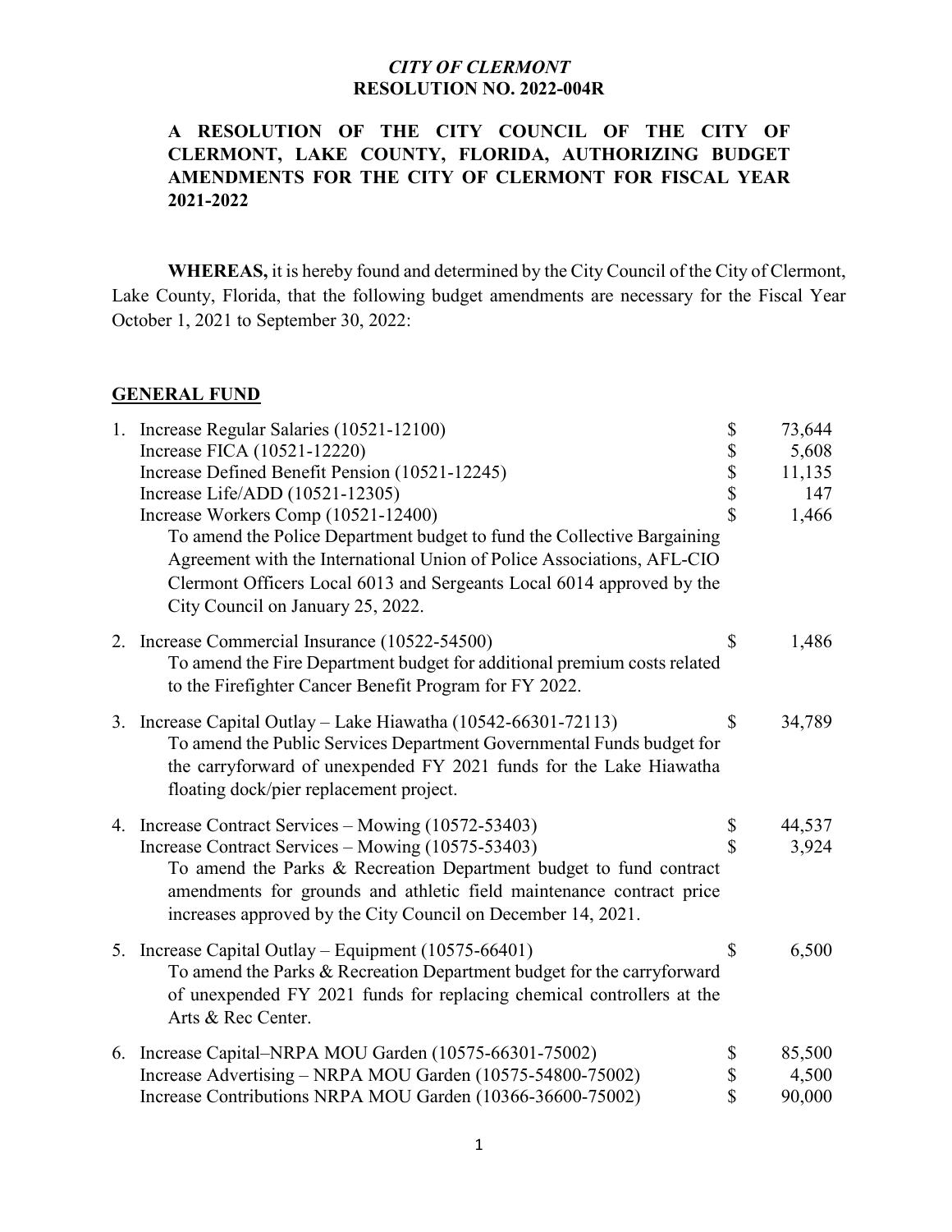*CITY OF CLERMONT*
**RESOLUTION NO. 2022-004R**

**A RESOLUTION OF THE CITY COUNCIL OF THE CITY OF CLERMONT, LAKE COUNTY, FLORIDA, AUTHORIZING BUDGET AMENDMENTS FOR THE CITY OF CLERMONT FOR FISCAL YEAR 2021-2022**

**WHEREAS,** it is hereby found and determined by the City Council of the City of Clermont, Lake County, Florida, that the following budget amendments are necessary for the Fiscal Year October 1, 2021 to September 30, 2022:

**GENERAL FUND**

1. Increase Regular Salaries (10521-12100) $ 73,644
   Increase FICA (10521-12220) $ 5,608
   Increase Defined Benefit Pension (10521-12245) $ 11,135
   Increase Life/ADD (10521-12305) $ 147
   Increase Workers Comp (10521-12400) $ 1,466
   To amend the Police Department budget to fund the Collective Bargaining Agreement with the International Union of Police Associations, AFL-CIO Clermont Officers Local 6013 and Sergeants Local 6014 approved by the City Council on January 25, 2022.

2. Increase Commercial Insurance (10522-54500) $ 1,486
   To amend the Fire Department budget for additional premium costs related to the Firefighter Cancer Benefit Program for FY 2022.

3. Increase Capital Outlay – Lake Hiawatha (10542-66301-72113) $ 34,789
   To amend the Public Services Department Governmental Funds budget for the carryforward of unexpended FY 2021 funds for the Lake Hiawatha floating dock/pier replacement project.

4. Increase Contract Services – Mowing (10572-53403) $ 44,537
   Increase Contract Services – Mowing (10575-53403) $ 3,924
   To amend the Parks & Recreation Department budget to fund contract amendments for grounds and athletic field maintenance contract price increases approved by the City Council on December 14, 2021.

5. Increase Capital Outlay – Equipment (10575-66401) $ 6,500
   To amend the Parks & Recreation Department budget for the carryforward of unexpended FY 2021 funds for replacing chemical controllers at the Arts & Rec Center.

6. Increase Capital–NRPA MOU Garden (10575-66301-75002) $ 85,500
   Increase Advertising – NRPA MOU Garden (10575-54800-75002) $ 4,500
   Increase Contributions NRPA MOU Garden (10366-36600-75002) $ 90,000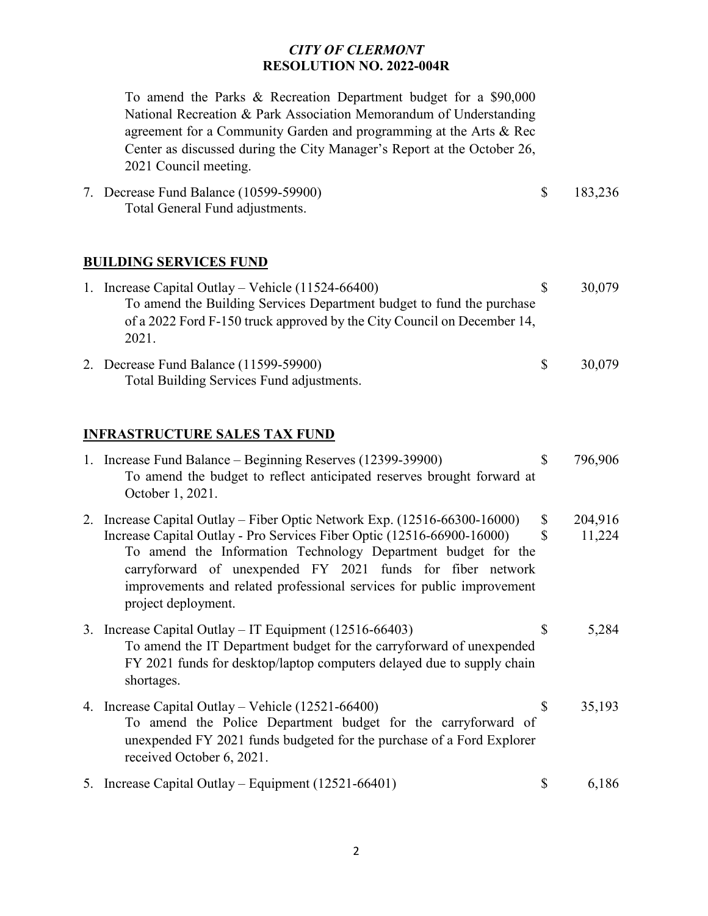*CITY OF CLERMONT*
**RESOLUTION NO. 2022-004R**

To amend the Parks & Recreation Department budget for a $90,000 National Recreation & Park Association Memorandum of Understanding agreement for a Community Garden and programming at the Arts & Rec Center as discussed during the City Manager's Report at the October 26, 2021 Council meeting.

7. Decrease Fund Balance (10599-59900) — $ 183,236
   Total General Fund adjustments.

## BUILDING SERVICES FUND

1. Increase Capital Outlay – Vehicle (11524-66400) — $ 30,079
   To amend the Building Services Department budget to fund the purchase of a 2022 Ford F-150 truck approved by the City Council on December 14, 2021.

2. Decrease Fund Balance (11599-59900) — $ 30,079
   Total Building Services Fund adjustments.

## INFRASTRUCTURE SALES TAX FUND

1. Increase Fund Balance – Beginning Reserves (12399-39900) — $ 796,906
   To amend the budget to reflect anticipated reserves brought forward at October 1, 2021.

2. Increase Capital Outlay – Fiber Optic Network Exp. (12516-66300-16000) — $ 204,916
   Increase Capital Outlay - Pro Services Fiber Optic (12516-66900-16000) — $ 11,224
   To amend the Information Technology Department budget for the carryforward of unexpended FY 2021 funds for fiber network improvements and related professional services for public improvement project deployment.

3. Increase Capital Outlay – IT Equipment (12516-66403) — $ 5,284
   To amend the IT Department budget for the carryforward of unexpended FY 2021 funds for desktop/laptop computers delayed due to supply chain shortages.

4. Increase Capital Outlay – Vehicle (12521-66400) — $ 35,193
   To amend the Police Department budget for the carryforward of unexpended FY 2021 funds budgeted for the purchase of a Ford Explorer received October 6, 2021.

5. Increase Capital Outlay – Equipment (12521-66401) — $ 6,186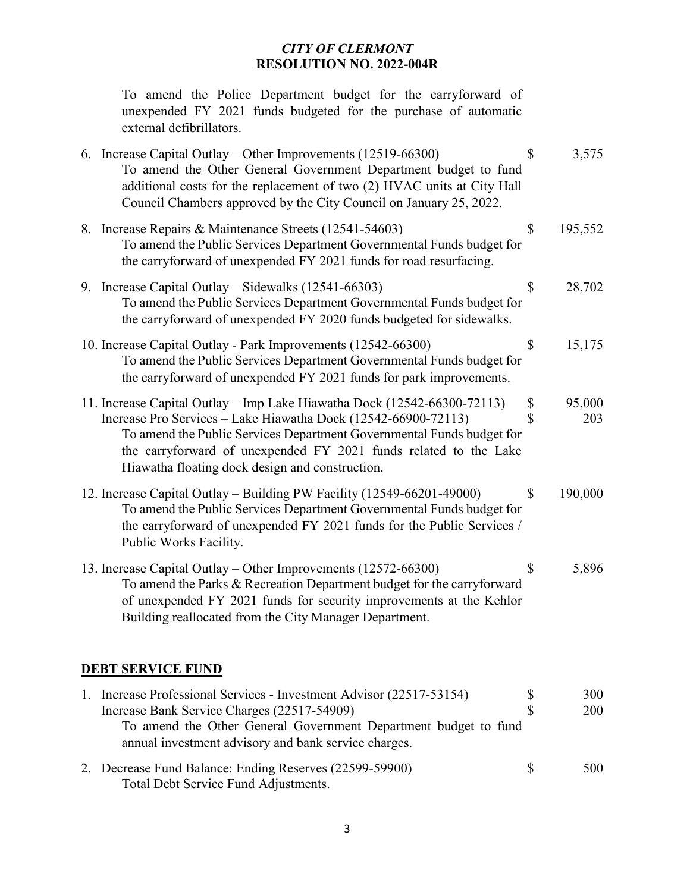To amend the Police Department budget for the carryforward of unexpended FY 2021 funds budgeted for the purchase of automatic external defibrillators.

6. Increase Capital Outlay – Other Improvements (12519-66300) $ 3,575
   To amend the Other General Government Department budget to fund additional costs for the replacement of two (2) HVAC units at City Hall Council Chambers approved by the City Council on January 25, 2022.

8. Increase Repairs & Maintenance Streets (12541-54603) $ 195,552
   To amend the Public Services Department Governmental Funds budget for the carryforward of unexpended FY 2021 funds for road resurfacing.

9. Increase Capital Outlay – Sidewalks (12541-66303) $ 28,702
   To amend the Public Services Department Governmental Funds budget for the carryforward of unexpended FY 2020 funds budgeted for sidewalks.

10. Increase Capital Outlay - Park Improvements (12542-66300) $ 15,175
    To amend the Public Services Department Governmental Funds budget for the carryforward of unexpended FY 2021 funds for park improvements.

11. Increase Capital Outlay – Imp Lake Hiawatha Dock (12542-66300-72113) $ 95,000
    Increase Pro Services – Lake Hiawatha Dock (12542-66900-72113) $ 203
    To amend the Public Services Department Governmental Funds budget for the carryforward of unexpended FY 2021 funds related to the Lake Hiawatha floating dock design and construction.

12. Increase Capital Outlay – Building PW Facility (12549-66201-49000) $ 190,000
    To amend the Public Services Department Governmental Funds budget for the carryforward of unexpended FY 2021 funds for the Public Services / Public Works Facility.

13. Increase Capital Outlay – Other Improvements (12572-66300) $ 5,896
    To amend the Parks & Recreation Department budget for the carryforward of unexpended FY 2021 funds for security improvements at the Kehlor Building reallocated from the City Manager Department.

**DEBT SERVICE FUND**

1. Increase Professional Services - Investment Advisor (22517-53154) $ 300
   Increase Bank Service Charges (22517-54909) $ 200
   To amend the Other General Government Department budget to fund annual investment advisory and bank service charges.

2. Decrease Fund Balance: Ending Reserves (22599-59900) $ 500
   Total Debt Service Fund Adjustments.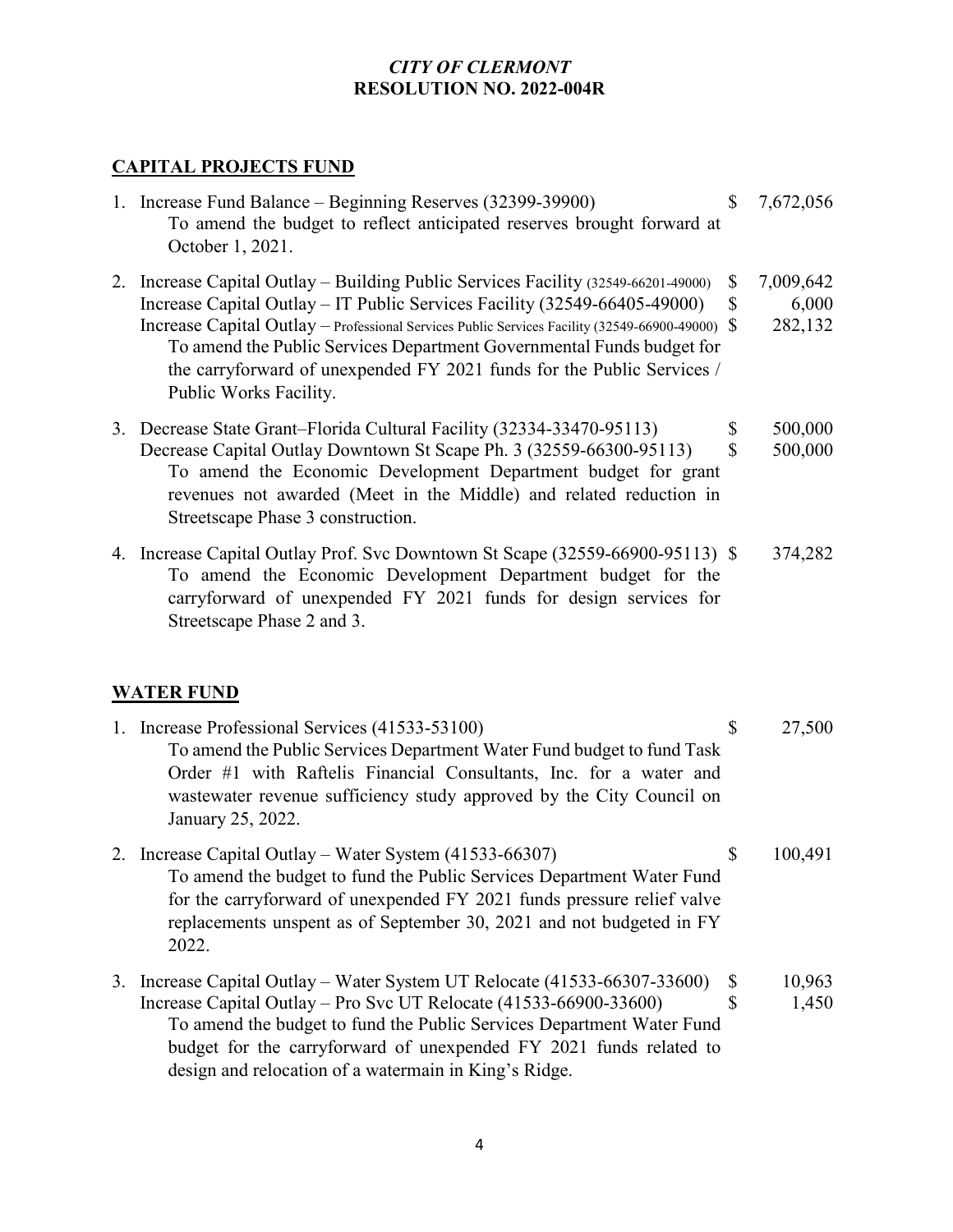*CITY OF CLERMONT*
**RESOLUTION NO. 2022-004R**

## CAPITAL PROJECTS FUND

1. Increase Fund Balance – Beginning Reserves (32399-39900) $ 7,672,056
   To amend the budget to reflect anticipated reserves brought forward at October 1, 2021.

2. Increase Capital Outlay – Building Public Services Facility (32549-66201-49000) $ 7,009,642
   Increase Capital Outlay – IT Public Services Facility (32549-66405-49000) $ 6,000
   Increase Capital Outlay – Professional Services Public Services Facility (32549-66900-49000) $ 282,132
   To amend the Public Services Department Governmental Funds budget for the carryforward of unexpended FY 2021 funds for the Public Services / Public Works Facility.

3. Decrease State Grant–Florida Cultural Facility (32334-33470-95113) $ 500,000
   Decrease Capital Outlay Downtown St Scape Ph. 3 (32559-66300-95113) $ 500,000
   To amend the Economic Development Department budget for grant revenues not awarded (Meet in the Middle) and related reduction in Streetscape Phase 3 construction.

4. Increase Capital Outlay Prof. Svc Downtown St Scape (32559-66900-95113) $ 374,282
   To amend the Economic Development Department budget for the carryforward of unexpended FY 2021 funds for design services for Streetscape Phase 2 and 3.

## WATER FUND

1. Increase Professional Services (41533-53100) $ 27,500
   To amend the Public Services Department Water Fund budget to fund Task Order #1 with Raftelis Financial Consultants, Inc. for a water and wastewater revenue sufficiency study approved by the City Council on January 25, 2022.

2. Increase Capital Outlay – Water System (41533-66307) $ 100,491
   To amend the budget to fund the Public Services Department Water Fund for the carryforward of unexpended FY 2021 funds pressure relief valve replacements unspent as of September 30, 2021 and not budgeted in FY 2022.

3. Increase Capital Outlay – Water System UT Relocate (41533-66307-33600) $ 10,963
   Increase Capital Outlay – Pro Svc UT Relocate (41533-66900-33600) $ 1,450
   To amend the budget to fund the Public Services Department Water Fund budget for the carryforward of unexpended FY 2021 funds related to design and relocation of a watermain in King's Ridge.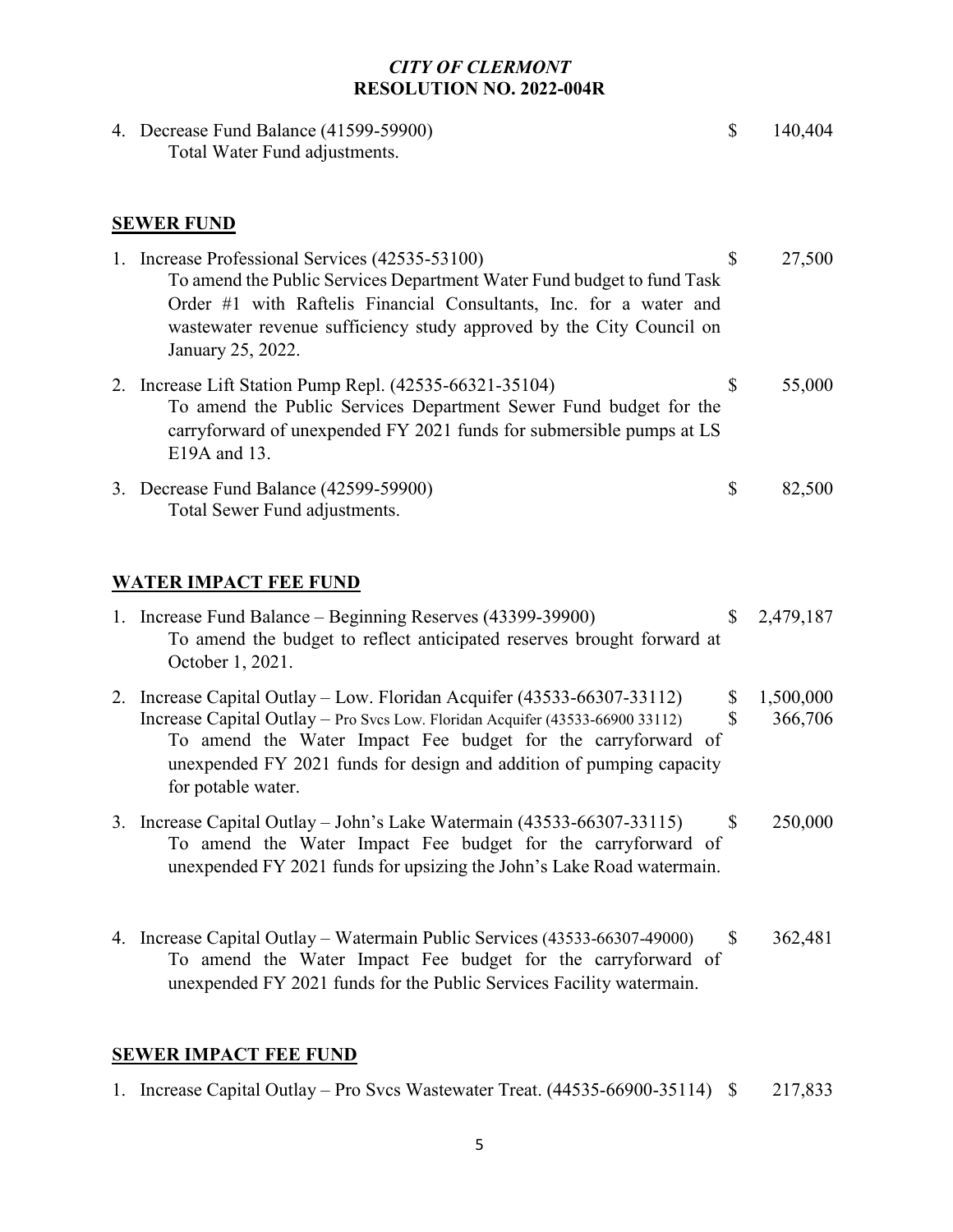*CITY OF CLERMONT*
**RESOLUTION NO. 2022-004R**

4. Decrease Fund Balance (41599-59900) $ 140,404
   Total Water Fund adjustments.

**SEWER FUND**

1. Increase Professional Services (42535-53100) $ 27,500
   To amend the Public Services Department Water Fund budget to fund Task Order #1 with Raftelis Financial Consultants, Inc. for a water and wastewater revenue sufficiency study approved by the City Council on January 25, 2022.

2. Increase Lift Station Pump Repl. (42535-66321-35104) $ 55,000
   To amend the Public Services Department Sewer Fund budget for the carryforward of unexpended FY 2021 funds for submersible pumps at LS E19A and 13.

3. Decrease Fund Balance (42599-59900) $ 82,500
   Total Sewer Fund adjustments.

**WATER IMPACT FEE FUND**

1. Increase Fund Balance – Beginning Reserves (43399-39900) $ 2,479,187
   To amend the budget to reflect anticipated reserves brought forward at October 1, 2021.

2. Increase Capital Outlay – Low. Floridan Acquifer (43533-66307-33112) $ 1,500,000
   Increase Capital Outlay – Pro Svcs Low. Floridan Acquifer (43533-66900 33112) $ 366,706
   To amend the Water Impact Fee budget for the carryforward of unexpended FY 2021 funds for design and addition of pumping capacity for potable water.

3. Increase Capital Outlay – John's Lake Watermain (43533-66307-33115) $ 250,000
   To amend the Water Impact Fee budget for the carryforward of unexpended FY 2021 funds for upsizing the John's Lake Road watermain.

4. Increase Capital Outlay – Watermain Public Services (43533-66307-49000) $ 362,481
   To amend the Water Impact Fee budget for the carryforward of unexpended FY 2021 funds for the Public Services Facility watermain.

**SEWER IMPACT FEE FUND**

1. Increase Capital Outlay – Pro Svcs Wastewater Treat. (44535-66900-35114) $ 217,833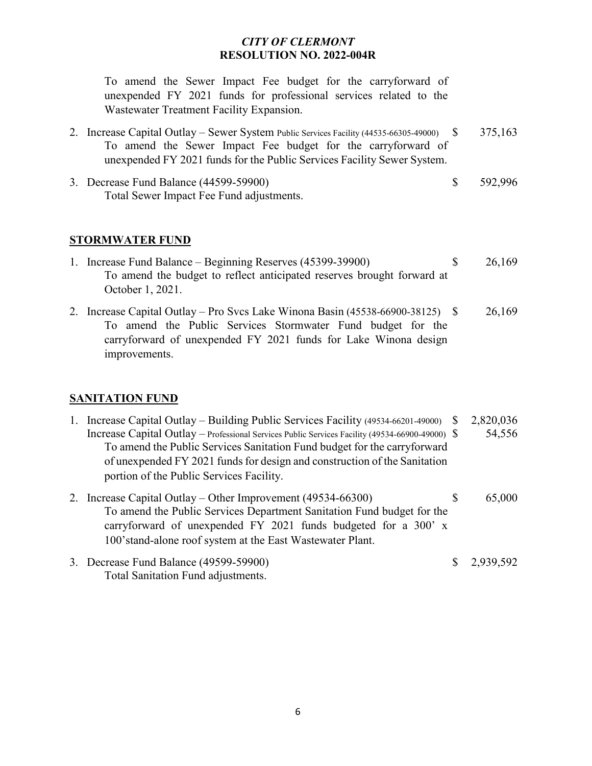To amend the Sewer Impact Fee budget for the carryforward of unexpended FY 2021 funds for professional services related to the Wastewater Treatment Facility Expansion.

2. Increase Capital Outlay – Sewer System Public Services Facility (44535-66305-49000) $ 375,163
   To amend the Sewer Impact Fee budget for the carryforward of unexpended FY 2021 funds for the Public Services Facility Sewer System.

3. Decrease Fund Balance (44599-59900) $ 592,996
   Total Sewer Impact Fee Fund adjustments.

## STORMWATER FUND

1. Increase Fund Balance – Beginning Reserves (45399-39900) $ 26,169
   To amend the budget to reflect anticipated reserves brought forward at October 1, 2021.

2. Increase Capital Outlay – Pro Svcs Lake Winona Basin (45538-66900-38125) $ 26,169
   To amend the Public Services Stormwater Fund budget for the carryforward of unexpended FY 2021 funds for Lake Winona design improvements.

## SANITATION FUND

1. Increase Capital Outlay – Building Public Services Facility (49534-66201-49000) $ 2,820,036
   Increase Capital Outlay – Professional Services Public Services Facility (49534-66900-49000) $ 54,556
   To amend the Public Services Sanitation Fund budget for the carryforward of unexpended FY 2021 funds for design and construction of the Sanitation portion of the Public Services Facility.

2. Increase Capital Outlay – Other Improvement (49534-66300) $ 65,000
   To amend the Public Services Department Sanitation Fund budget for the carryforward of unexpended FY 2021 funds budgeted for a 300' x 100'stand-alone roof system at the East Wastewater Plant.

3. Decrease Fund Balance (49599-59900) $ 2,939,592
   Total Sanitation Fund adjustments.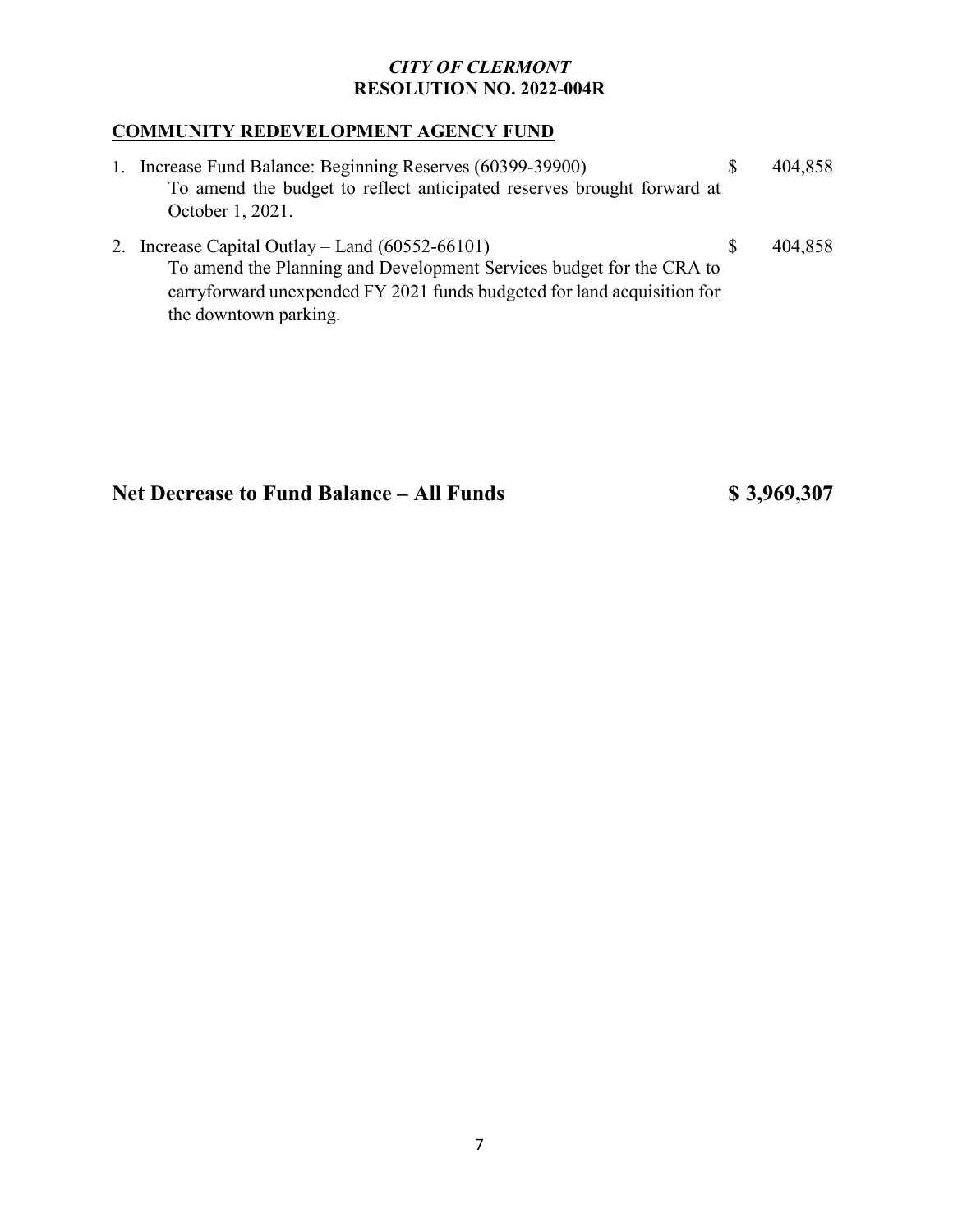*CITY OF CLERMONT*
**RESOLUTION NO. 2022-004R**

## COMMUNITY REDEVELOPMENT AGENCY FUND

1. Increase Fund Balance: Beginning Reserves (60399-39900) $ 404,858
   To amend the budget to reflect anticipated reserves brought forward at October 1, 2021.

2. Increase Capital Outlay – Land (60552-66101) $ 404,858
   To amend the Planning and Development Services budget for the CRA to carryforward unexpended FY 2021 funds budgeted for land acquisition for the downtown parking.

## Net Decrease to Fund Balance – All Funds $ 3,969,307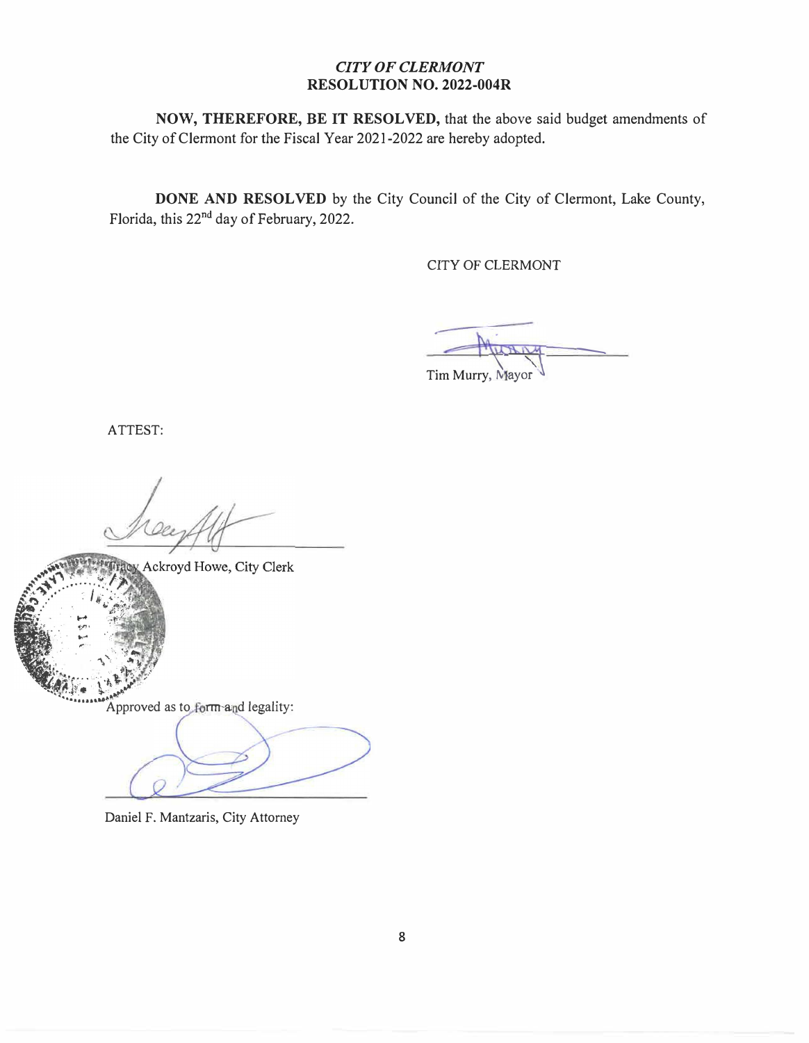*CITY OF CLERMONT*
**RESOLUTION NO. 2022-004R**

**NOW, THEREFORE, BE IT RESOLVED,** that the above said budget amendments of the City of Clermont for the Fiscal Year 2021-2022 are hereby adopted.

**DONE AND RESOLVED** by the City Council of the City of Clermont, Lake County, Florida, this 22nd day of February, 2022.

CITY OF CLERMONT

Tim Murry, Mayor

ATTEST:

Tracy Ackroyd Howe, City Clerk

Approved as to form and legality:

Daniel F. Mantzaris, City Attorney